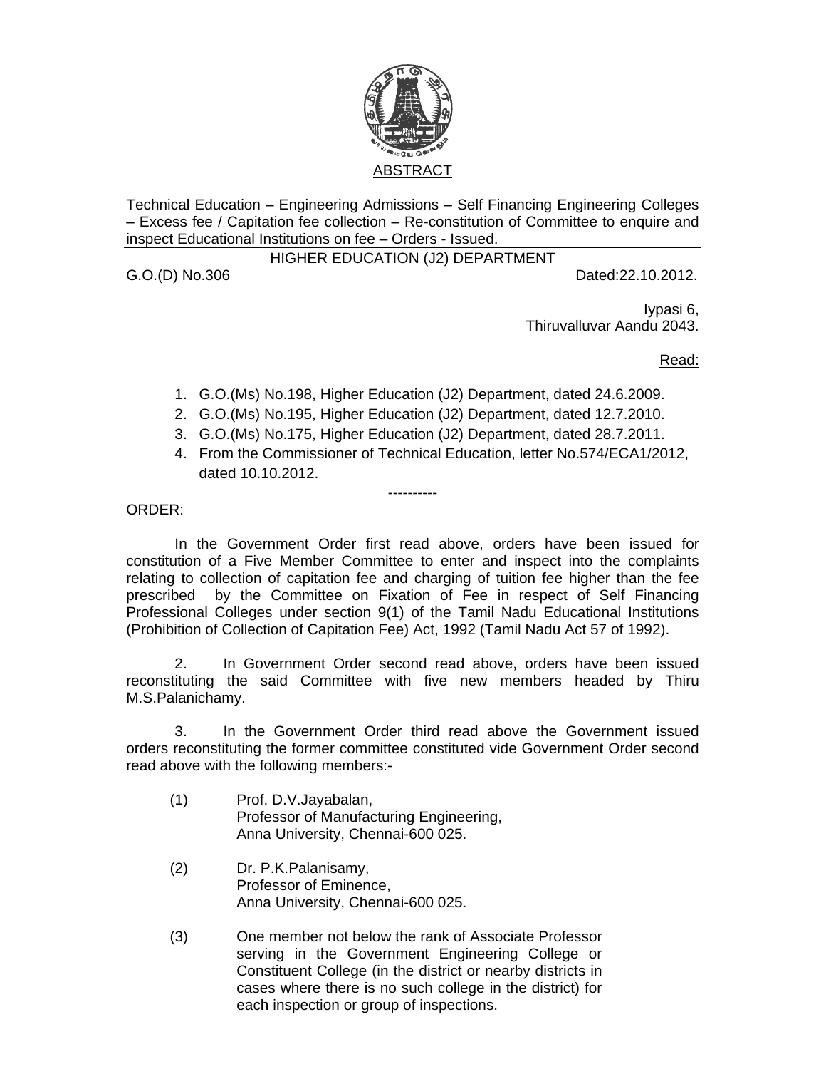# ABSTRACT

Technical Education – Engineering Admissions – Self Financing Engineering Colleges – Excess fee / Capitation fee collection – Re-constitution of Committee to enquire and inspect Educational Institutions on fee – Orders - Issued.

## HIGHER EDUCATION (J2) DEPARTMENT

G.O.(D) No.306 Dated:22.10.2012.

Iypasi 6,
Thiruvalluvar Aandu 2043.

Read:

1. G.O.(Ms) No.198, Higher Education (J2) Department, dated 24.6.2009.
2. G.O.(Ms) No.195, Higher Education (J2) Department, dated 12.7.2010.
3. G.O.(Ms) No.175, Higher Education (J2) Department, dated 28.7.2011.
4. From the Commissioner of Technical Education, letter No.574/ECA1/2012, dated 10.10.2012.

----------

ORDER:

In the Government Order first read above, orders have been issued for constitution of a Five Member Committee to enter and inspect into the complaints relating to collection of capitation fee and charging of tuition fee higher than the fee prescribed by the Committee on Fixation of Fee in respect of Self Financing Professional Colleges under section 9(1) of the Tamil Nadu Educational Institutions (Prohibition of Collection of Capitation Fee) Act, 1992 (Tamil Nadu Act 57 of 1992).

2. In Government Order second read above, orders have been issued reconstituting the said Committee with five new members headed by Thiru M.S.Palanichamy.

3. In the Government Order third read above the Government issued orders reconstituting the former committee constituted vide Government Order second read above with the following members:-

(1) Prof. D.V.Jayabalan,
Professor of Manufacturing Engineering,
Anna University, Chennai-600 025.

(2) Dr. P.K.Palanisamy,
Professor of Eminence,
Anna University, Chennai-600 025.

(3) One member not below the rank of Associate Professor serving in the Government Engineering College or Constituent College (in the district or nearby districts in cases where there is no such college in the district) for each inspection or group of inspections.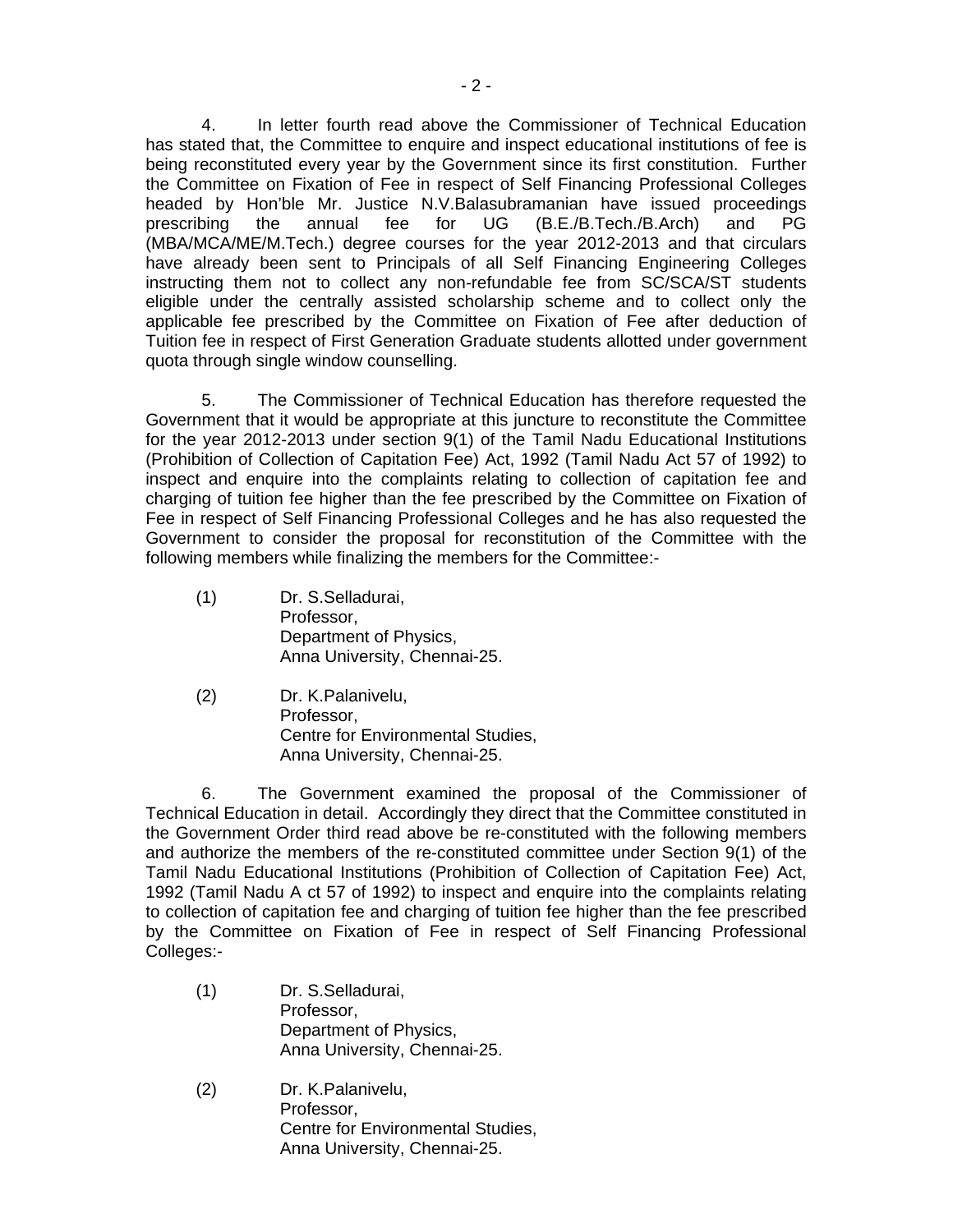4. In letter fourth read above the Commissioner of Technical Education has stated that, the Committee to enquire and inspect educational institutions of fee is being reconstituted every year by the Government since its first constitution. Further the Committee on Fixation of Fee in respect of Self Financing Professional Colleges headed by Hon'ble Mr. Justice N.V.Balasubramanian have issued proceedings prescribing the annual fee for UG (B.E./B.Tech./B.Arch) and PG (MBA/MCA/ME/M.Tech.) degree courses for the year 2012-2013 and that circulars have already been sent to Principals of all Self Financing Engineering Colleges instructing them not to collect any non-refundable fee from SC/SCA/ST students eligible under the centrally assisted scholarship scheme and to collect only the applicable fee prescribed by the Committee on Fixation of Fee after deduction of Tuition fee in respect of First Generation Graduate students allotted under government quota through single window counselling.

5. The Commissioner of Technical Education has therefore requested the Government that it would be appropriate at this juncture to reconstitute the Committee for the year 2012-2013 under section 9(1) of the Tamil Nadu Educational Institutions (Prohibition of Collection of Capitation Fee) Act, 1992 (Tamil Nadu Act 57 of 1992) to inspect and enquire into the complaints relating to collection of capitation fee and charging of tuition fee higher than the fee prescribed by the Committee on Fixation of Fee in respect of Self Financing Professional Colleges and he has also requested the Government to consider the proposal for reconstitution of the Committee with the following members while finalizing the members for the Committee:-

(1) Dr. S.Selladurai,
Professor,
Department of Physics,
Anna University, Chennai-25.

(2) Dr. K.Palanivelu,
Professor,
Centre for Environmental Studies,
Anna University, Chennai-25.

6. The Government examined the proposal of the Commissioner of Technical Education in detail. Accordingly they direct that the Committee constituted in the Government Order third read above be re-constituted with the following members and authorize the members of the re-constituted committee under Section 9(1) of the Tamil Nadu Educational Institutions (Prohibition of Collection of Capitation Fee) Act, 1992 (Tamil Nadu A ct 57 of 1992) to inspect and enquire into the complaints relating to collection of capitation fee and charging of tuition fee higher than the fee prescribed by the Committee on Fixation of Fee in respect of Self Financing Professional Colleges:-

(1) Dr. S.Selladurai,
Professor,
Department of Physics,
Anna University, Chennai-25.

(2) Dr. K.Palanivelu,
Professor,
Centre for Environmental Studies,
Anna University, Chennai-25.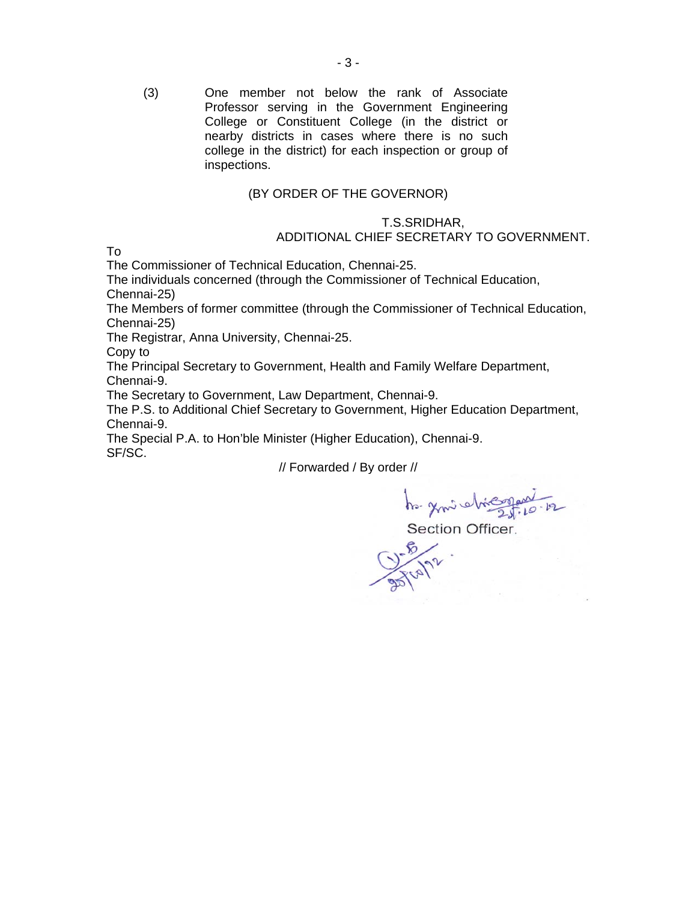(3) One member not below the rank of Associate Professor serving in the Government Engineering College or Constituent College (in the district or nearby districts in cases where there is no such college in the district) for each inspection or group of inspections.

(BY ORDER OF THE GOVERNOR)

T.S.SRIDHAR,
ADDITIONAL CHIEF SECRETARY TO GOVERNMENT.

To
The Commissioner of Technical Education, Chennai-25.
The individuals concerned (through the Commissioner of Technical Education, Chennai-25)
The Members of former committee (through the Commissioner of Technical Education, Chennai-25)
The Registrar, Anna University, Chennai-25.
Copy to
The Principal Secretary to Government, Health and Family Welfare Department, Chennai-9.
The Secretary to Government, Law Department, Chennai-9.
The P.S. to Additional Chief Secretary to Government, Higher Education Department, Chennai-9.
The Special P.A. to Hon'ble Minister (Higher Education), Chennai-9.
SF/SC.

// Forwarded / By order //

25.10.12
Section Officer.